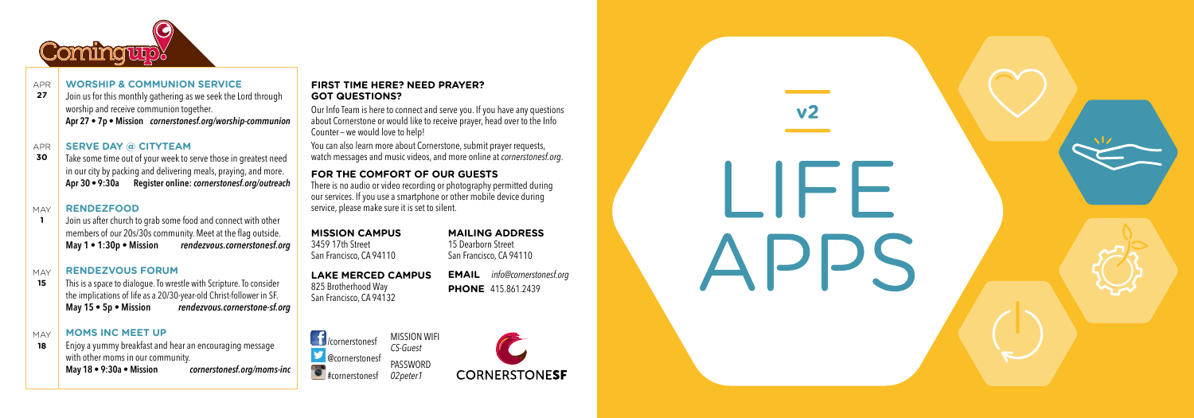# Coming up!

## APR 27 — WORSHIP & COMMUNION SERVICE

Join us for this monthly gathering as we seek the Lord through worship and receive communion together.

**Apr 27 • 7p • Mission** *cornerstonesf.org/worship-communion*

## APR 30 — SERVE DAY @ CITYTEAM

Take some time out of your week to serve those in greatest need in our city by packing and delivering meals, praying, and more.

**Apr 30 • 9:30a Register online:** ***cornerstonesf.org/outreach***

## MAY 1 — RENDEZFOOD

Join us after church to grab some food and connect with other members of our 20s/30s community. Meet at the flag outside.

**May 1 • 1:30p • Mission** *rendezvous.cornerstonesf.org*

## MAY 15 — RENDEZVOUS FORUM

This is a space to dialogue. To wrestle with Scripture. To consider the implications of life as a 20/30-year-old Christ-follower in SF.

**May 15 • 5p • Mission** *rendezvous.cornerstone-sf.org*

## MAY 18 — MOMS INC MEET UP

Enjoy a yummy breakfast and hear an encouraging message with other moms in our community.

**May 18 • 9:30a • Mission** *cornerstonesf.org/moms-inc*

## FIRST TIME HERE? NEED PRAYER? GOT QUESTIONS?

Our Info Team is here to connect and serve you. If you have any questions about Cornerstone or would like to receive prayer, head over to the Info Counter – we would love to help!

You can also learn more about Cornerstone, submit prayer requests, watch messages and music videos, and more online at *cornerstonesf.org*.

## FOR THE COMFORT OF OUR GUESTS

There is no audio or video recording or photography permitted during our services. If you use a smartphone or other mobile device during service, please make sure it is set to silent.

**MISSION CAMPUS**
3459 17th Street
San Francisco, CA 94110

**LAKE MERCED CAMPUS**
825 Brotherhood Way
San Francisco, CA 94132

**MAILING ADDRESS**
15 Dearborn Street
San Francisco, CA 94110

**EMAIL** *info@cornerstonesf.org*

**PHONE** 415.861.2439

/cornerstonesf
@cornerstonesf
#cornerstonesf

MISSION WIFI *CS-Guest*
PASSWORD *02peter1*

CORNERSTONESF

v2

# LIFE APPS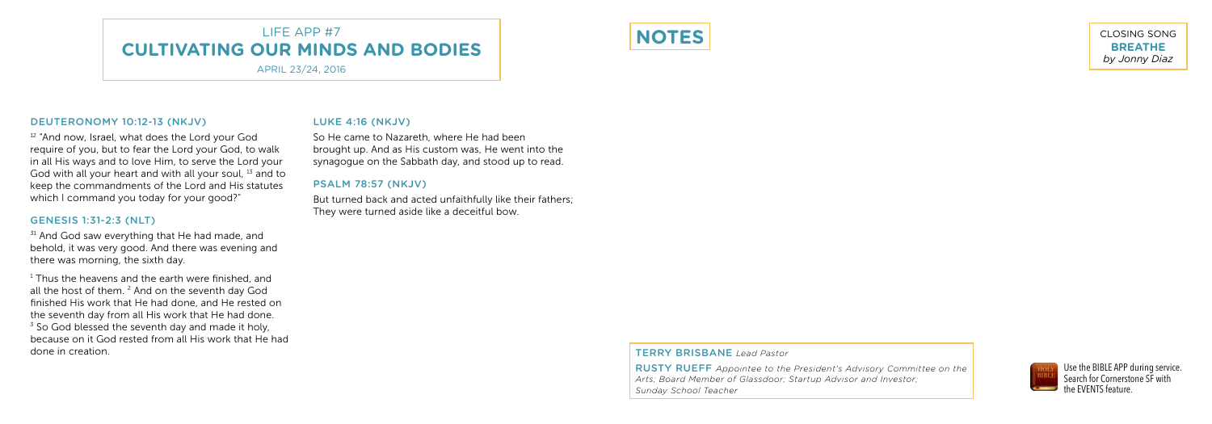# LIFE APP #7
## CULTIVATING OUR MINDS AND BODIES

APRIL 23/24, 2016

### DEUTERONOMY 10:12-13 (NKJV)

[12] "And now, Israel, what does the Lord your God require of you, but to fear the Lord your God, to walk in all His ways and to love Him, to serve the Lord your God with all your heart and with all your soul, [13] and to keep the commandments of the Lord and His statutes which I command you today for your good?"

### GENESIS 1:31-2:3 (NLT)

[31] And God saw everything that He had made, and behold, it was very good. And there was evening and there was morning, the sixth day.

[1] Thus the heavens and the earth were finished, and all the host of them. [2] And on the seventh day God finished His work that He had done, and He rested on the seventh day from all His work that He had done. [3] So God blessed the seventh day and made it holy, because on it God rested from all His work that He had done in creation.

### LUKE 4:16 (NKJV)

So He came to Nazareth, where He had been brought up. And as His custom was, He went into the synagogue on the Sabbath day, and stood up to read.

### PSALM 78:57 (NKJV)

But turned back and acted unfaithfully like their fathers; They were turned aside like a deceitful bow.

## NOTES

**TERRY BRISBANE** *Lead Pastor*

**RUSTY RUEFF** *Appointee to the President's Advisory Committee on the Arts; Board Member of Glassdoor; Startup Advisor and Investor; Sunday School Teacher*

CLOSING SONG
**BREATHE**
*by Jonny Diaz*

Use the BIBLE APP during service. Search for Cornerstone SF with the EVENTS feature.